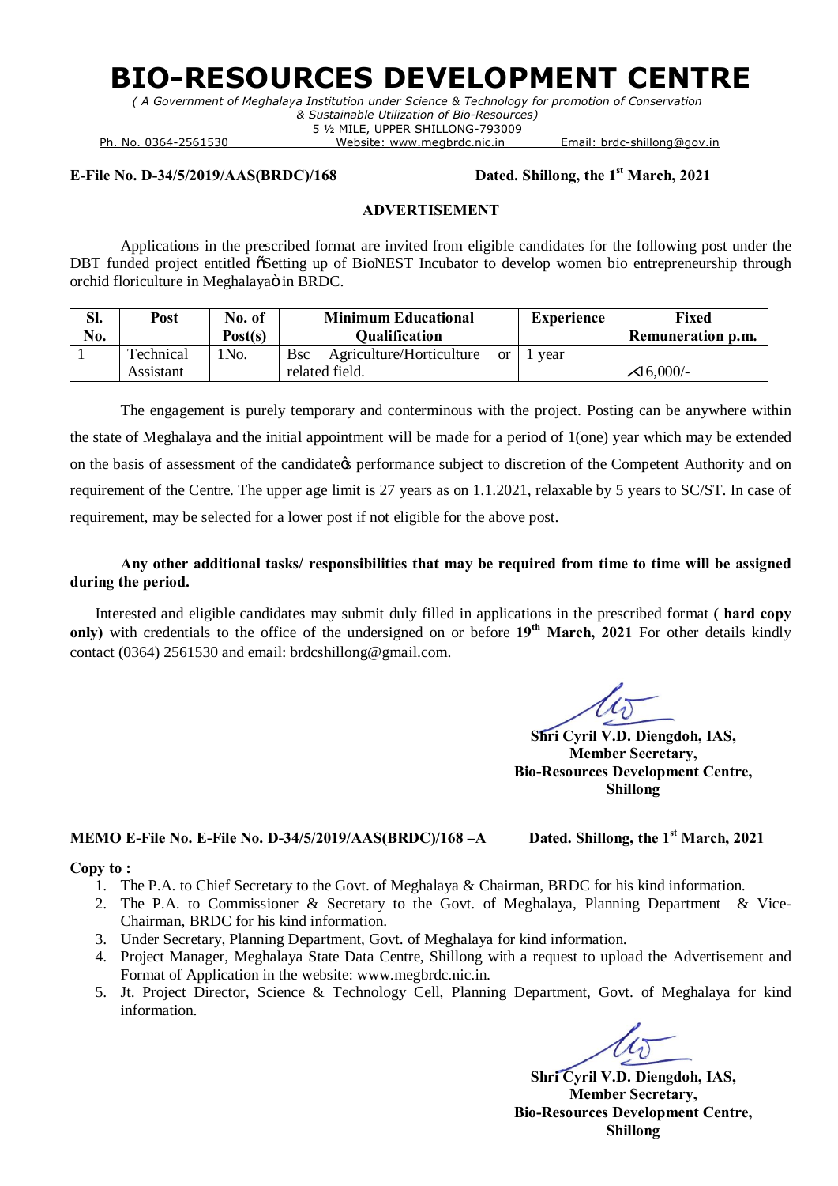# BIO-RESOURCES DEVELOPMENT CENTRE

*( A Government of Meghalaya Institution under Science & Technology for promotion of Conservation & Sustainable Utilization of Bio-Resources)*

5 ½ MILE, UPPER SHILLONG-793009

Ph. No. 0364-2561530 Website: www.megbrdc.nic.in Email: brdc-shillong@gov.in

**E-File No. D-34/5/2019/AAS(BRDC)/168** **Dated. Shillong, the 1st March, 2021**

**ADVERTISEMENT**

Applications in the prescribed format are invited from eligible candidates for the following post under the DBT funded project entitled "Setting up of BioNEST Incubator to develop women bio entrepreneurship through orchid floriculture in Meghalaya" in BRDC.

| Sl. No. | Post | No. of Post(s) | Minimum Educational Qualification | Experience | Fixed Remuneration p.m. |
|---|---|---|---|---|---|
| 1 | Technical Assistant | 1No. | Bsc Agriculture/Horticulture or related field. | 1 year | ₹16,000/- |

The engagement is purely temporary and conterminous with the project. Posting can be anywhere within the state of Meghalaya and the initial appointment will be made for a period of 1(one) year which may be extended on the basis of assessment of the candidate's performance subject to discretion of the Competent Authority and on requirement of the Centre. The upper age limit is 27 years as on 1.1.2021, relaxable by 5 years to SC/ST. In case of requirement, may be selected for a lower post if not eligible for the above post.

**Any other additional tasks/ responsibilities that may be required from time to time will be assigned during the period.**

Interested and eligible candidates may submit duly filled in applications in the prescribed format **( hard copy only)** with credentials to the office of the undersigned on or before **19th March, 2021** For other details kindly contact (0364) 2561530 and email: brdcshillong@gmail.com.

**Shri Cyril V.D. Diengdoh, IAS,**
**Member Secretary,**
**Bio-Resources Development Centre,**
**Shillong**

**MEMO E-File No. E-File No. D-34/5/2019/AAS(BRDC)/168 –A** **Dated. Shillong, the 1st March, 2021**

**Copy to :**

1. The P.A. to Chief Secretary to the Govt. of Meghalaya & Chairman, BRDC for his kind information.
2. The P.A. to Commissioner & Secretary to the Govt. of Meghalaya, Planning Department & Vice-Chairman, BRDC for his kind information.
3. Under Secretary, Planning Department, Govt. of Meghalaya for kind information.
4. Project Manager, Meghalaya State Data Centre, Shillong with a request to upload the Advertisement and Format of Application in the website: www.megbrdc.nic.in.
5. Jt. Project Director, Science & Technology Cell, Planning Department, Govt. of Meghalaya for kind information.

**Shri Cyril V.D. Diengdoh, IAS,**
**Member Secretary,**
**Bio-Resources Development Centre,**
**Shillong**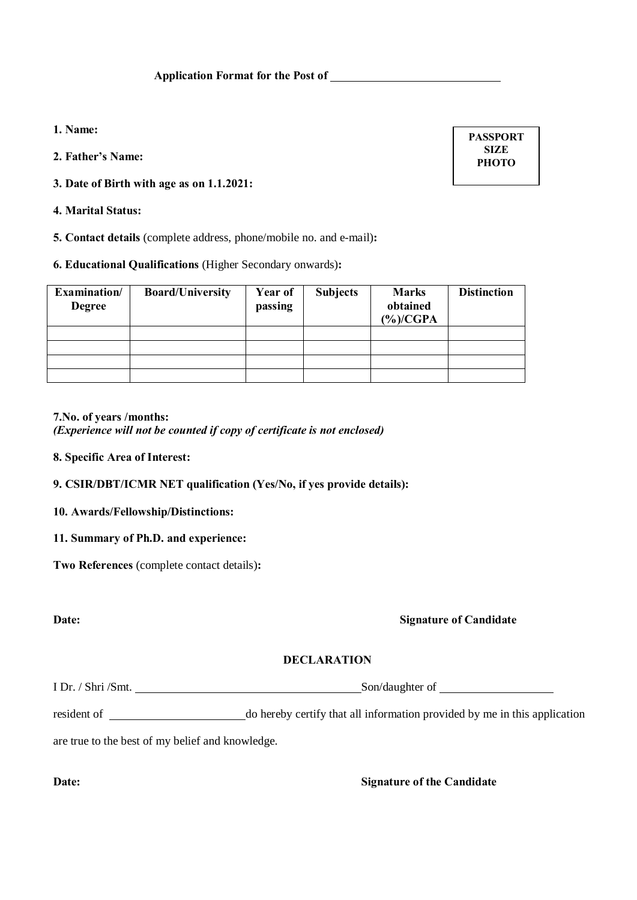**Application Format for the Post of ____________________________**

**PASSPORT SIZE PHOTO**

**1. Name:**

**2. Father's Name:**

**3. Date of Birth with age as on 1.1.2021:**

**4. Marital Status:**

**5. Contact details** (complete address, phone/mobile no. and e-mail)**:**

**6. Educational Qualifications** (Higher Secondary onwards)**:**

| Examination/ Degree | Board/University | Year of passing | Subjects | Marks obtained (%)/CGPA | Distinction |
|---|---|---|---|---|---|
| | | | | | |
| | | | | | |
| | | | | | |
| | | | | | |

**7.No. of years /months:**
***(Experience will not be counted if copy of certificate is not enclosed)***

**8. Specific Area of Interest:**

**9. CSIR/DBT/ICMR NET qualification (Yes/No, if yes provide details):**

**10. Awards/Fellowship/Distinctions:**

**11. Summary of Ph.D. and experience:**

**Two References** (complete contact details)**:**

**Date:** **Signature of Candidate**

## DECLARATION

I Dr. / Shri /Smt. ______________________________ Son/daughter of ____________________

resident of ______________________ do hereby certify that all information provided by me in this application are true to the best of my belief and knowledge.

**Date:** **Signature of the Candidate**